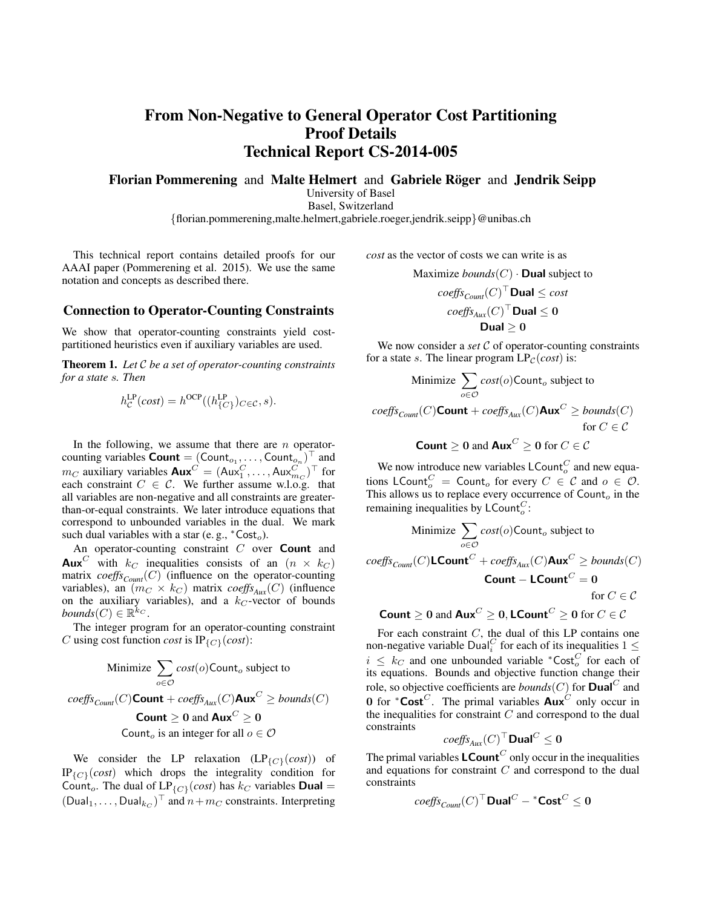# From Non-Negative to General Operator Cost Partitioning Proof Details Technical Report CS-2014-005

**Florian Pommerening** and **Malte Helmert** and **Gabriele Röger** and **Jendrik Seipp**

University of Basel
Basel, Switzerland
{florian.pommerening,malte.helmert,gabriele.roeger,jendrik.seipp}@unibas.ch

This technical report contains detailed proofs for our AAAI paper (Pommerening et al. 2015). We use the same notation and concepts as described there.

## Connection to Operator-Counting Constraints

We show that operator-counting constraints yield cost-partitioned heuristics even if auxiliary variables are used.

**Theorem 1.** *Let $\mathcal{C}$ be a set of operator-counting constraints for a state $s$. Then*

$$h^{\mathrm{LP}}_{\mathcal{C}}(cost) = h^{\mathrm{OCP}}((h^{\mathrm{LP}}_{\{C\}})_{C \in \mathcal{C}}, s).$$

In the following, we assume that there are $n$ operator-counting variables $\mathbf{Count} = (\mathsf{Count}_{o_1}, \dots, \mathsf{Count}_{o_n})^\top$ and $m_C$ auxiliary variables $\mathbf{Aux}^C = (\mathsf{Aux}^C_1, \dots, \mathsf{Aux}^C_{m_C})^\top$ for each constraint $C \in \mathcal{C}$. We further assume w.l.o.g. that all variables are non-negative and all constraints are greater-than-or-equal constraints. We later introduce equations that correspond to unbounded variables in the dual. We mark such dual variables with a star (e. g., ${}^*\mathsf{Cost}_o$).

An operator-counting constraint $C$ over $\mathbf{Count}$ and $\mathbf{Aux}^C$ with $k_C$ inequalities consists of an $(n \times k_C)$ matrix $\mathit{coeffs}_{\mathit{Count}}(C)$ (influence on the operator-counting variables), an $(m_C \times k_C)$ matrix $\mathit{coeffs}_{\mathit{Aux}}(C)$ (influence on the auxiliary variables), and a $k_C$-vector of bounds $\mathit{bounds}(C) \in \mathbb{R}^{k_C}$.

The integer program for an operator-counting constraint $C$ using cost function *cost* is $\mathrm{IP}_{\{C\}}(\mathit{cost})$:

$$\text{Minimize } \sum_{o \in \mathcal{O}} \mathit{cost}(o)\mathsf{Count}_o \text{ subject to}$$

$$\mathit{coeffs}_{\mathit{Count}}(C)\mathbf{Count} + \mathit{coeffs}_{\mathit{Aux}}(C)\mathbf{Aux}^C \geq \mathit{bounds}(C)$$

$$\mathbf{Count} \geq \mathbf{0} \text{ and } \mathbf{Aux}^C \geq \mathbf{0}$$

$$\mathsf{Count}_o \text{ is an integer for all } o \in \mathcal{O}$$

We consider the LP relaxation ($\mathrm{LP}_{\{C\}}(\mathit{cost})$) of $\mathrm{IP}_{\{C\}}(\mathit{cost})$ which drops the integrality condition for $\mathsf{Count}_o$. The dual of $\mathrm{LP}_{\{C\}}(\mathit{cost})$ has $k_C$ variables $\mathbf{Dual} = (\mathsf{Dual}_1, \dots, \mathsf{Dual}_{k_C})^\top$ and $n + m_C$ constraints. Interpreting *cost* as the vector of costs we can write is as

$$\text{Maximize } \mathit{bounds}(C) \cdot \mathbf{Dual} \text{ subject to}$$

$$\mathit{coeffs}_{\mathit{Count}}(C)^\top \mathbf{Dual} \leq \mathit{cost}$$

$$\mathit{coeffs}_{\mathit{Aux}}(C)^\top \mathbf{Dual} \leq \mathbf{0}$$

$$\mathbf{Dual} \geq \mathbf{0}$$

We now consider a *set* $\mathcal{C}$ of operator-counting constraints for a state $s$. The linear program $\mathrm{LP}_{\mathcal{C}}(\mathit{cost})$ is:

$$\text{Minimize } \sum_{o \in \mathcal{O}} \mathit{cost}(o)\mathsf{Count}_o \text{ subject to}$$

$$\mathit{coeffs}_{\mathit{Count}}(C)\mathbf{Count} + \mathit{coeffs}_{\mathit{Aux}}(C)\mathbf{Aux}^C \geq \mathit{bounds}(C) \quad \text{for } C \in \mathcal{C}$$

$$\mathbf{Count} \geq \mathbf{0} \text{ and } \mathbf{Aux}^C \geq \mathbf{0} \text{ for } C \in \mathcal{C}$$

We now introduce new variables $\mathsf{LCount}^C_o$ and new equations $\mathsf{LCount}^C_o = \mathsf{Count}_o$ for every $C \in \mathcal{C}$ and $o \in \mathcal{O}$. This allows us to replace every occurrence of $\mathsf{Count}_o$ in the remaining inequalities by $\mathsf{LCount}^C_o$:

$$\text{Minimize } \sum_{o \in \mathcal{O}} \mathit{cost}(o)\mathsf{Count}_o \text{ subject to}$$

$$\mathit{coeffs}_{\mathit{Count}}(C)\mathbf{LCount}^C + \mathit{coeffs}_{\mathit{Aux}}(C)\mathbf{Aux}^C \geq \mathit{bounds}(C)$$

$$\mathbf{Count} - \mathbf{LCount}^C = \mathbf{0} \quad \text{for } C \in \mathcal{C}$$

$$\mathbf{Count} \geq \mathbf{0} \text{ and } \mathbf{Aux}^C \geq \mathbf{0}, \mathbf{LCount}^C \geq \mathbf{0} \text{ for } C \in \mathcal{C}$$

For each constraint $C$, the dual of this LP contains one non-negative variable $\mathsf{Dual}^C_i$ for each of its inequalities $1 \leq i \leq k_C$ and one unbounded variable ${}^*\mathsf{Cost}^C_o$ for each of its equations. Bounds and objective function change their role, so objective coefficients are $\mathit{bounds}(C)$ for $\mathbf{Dual}^C$ and $\mathbf{0}$ for ${}^*\mathbf{Cost}^C$. The primal variables $\mathbf{Aux}^C$ only occur in the inequalities for constraint $C$ and correspond to the dual constraints

$$\mathit{coeffs}_{\mathit{Aux}}(C)^\top \mathbf{Dual}^C \leq \mathbf{0}$$

The primal variables $\mathbf{LCount}^C$ only occur in the inequalities and equations for constraint $C$ and correspond to the dual constraints

$$\mathit{coeffs}_{\mathit{Count}}(C)^\top \mathbf{Dual}^C - {}^*\mathbf{Cost}^C \leq \mathbf{0}$$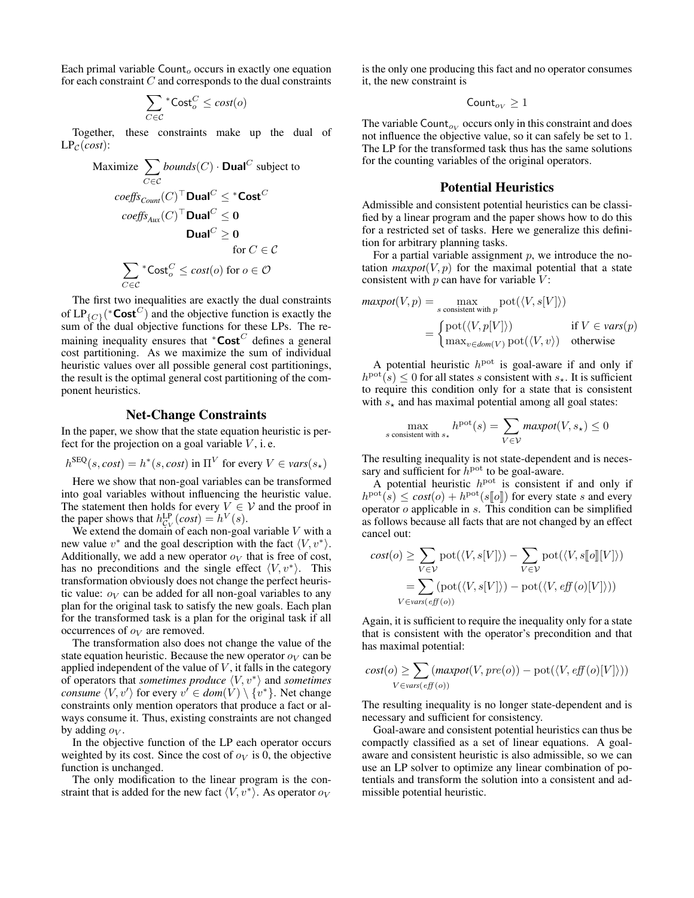Each primal variable $\mathsf{Count}_o$ occurs in exactly one equation for each constraint $C$ and corresponds to the dual constraints

$$\sum_{C \in \mathcal{C}} {}^*\mathsf{Cost}_o^C \leq cost(o)$$

Together, these constraints make up the dual of $\mathrm{LP}_{\mathcal{C}}(cost)$:

$$\begin{aligned}
\text{Maximize } \sum_{C \in \mathcal{C}} bounds(C) \cdot \mathbf{Dual}^C & \text{ subject to} \\
coeffs_{Count}(C)^\top \mathbf{Dual}^C &\leq {}^*\mathbf{Cost}^C \\
coeffs_{Aux}(C)^\top \mathbf{Dual}^C &\leq \mathbf{0} \\
\mathbf{Dual}^C &\geq \mathbf{0} \\
&\text{for } C \in \mathcal{C} \\
\sum_{C \in \mathcal{C}} {}^*\mathsf{Cost}_o^C \leq cost(o) & \text{ for } o \in \mathcal{O}
\end{aligned}$$

The first two inequalities are exactly the dual constraints of $\mathrm{LP}_{\{C\}}({}^*\mathbf{Cost}^C)$ and the objective function is exactly the sum of the dual objective functions for these LPs. The remaining inequality ensures that ${}^*\mathbf{Cost}^C$ defines a general cost partitioning. As we maximize the sum of individual heuristic values over all possible general cost partitionings, the result is the optimal general cost partitioning of the component heuristics.

## Net-Change Constraints

In the paper, we show that the state equation heuristic is perfect for the projection on a goal variable $V$, i. e.

$$h^{\mathrm{SEQ}}(s, cost) = h^*(s, cost) \text{ in } \Pi^V \text{ for every } V \in vars(s_\star)$$

Here we show that non-goal variables can be transformed into goal variables without influencing the heuristic value. The statement then holds for every $V \in \mathcal{V}$ and the proof in the paper shows that $h^{\mathrm{LP}}_{\mathcal{C}_V}(cost) = h^V(s)$.

We extend the domain of each non-goal variable $V$ with a new value $v^*$ and the goal description with the fact $\langle V, v^* \rangle$. Additionally, we add a new operator $o_V$ that is free of cost, has no preconditions and the single effect $\langle V, v^* \rangle$. This transformation obviously does not change the perfect heuristic value: $o_V$ can be added for all non-goal variables to any plan for the original task to satisfy the new goals. Each plan for the transformed task is a plan for the original task if all occurrences of $o_V$ are removed.

The transformation also does not change the value of the state equation heuristic. Because the new operator $o_V$ can be applied independent of the value of $V$, it falls in the category of operators that *sometimes produce* $\langle V, v^* \rangle$ and *sometimes consume* $\langle V, v' \rangle$ for every $v' \in dom(V) \setminus \{v^*\}$. Net change constraints only mention operators that produce a fact or always consume it. Thus, existing constraints are not changed by adding $o_V$.

In the objective function of the LP each operator occurs weighted by its cost. Since the cost of $o_V$ is 0, the objective function is unchanged.

The only modification to the linear program is the constraint that is added for the new fact $\langle V, v^* \rangle$. As operator $o_V$ is the only one producing this fact and no operator consumes it, the new constraint is

$$\mathsf{Count}_{o_V} \geq 1$$

The variable $\mathsf{Count}_{o_V}$ occurs only in this constraint and does not influence the objective value, so it can safely be set to 1. The LP for the transformed task thus has the same solutions for the counting variables of the original operators.

## Potential Heuristics

Admissible and consistent potential heuristics can be classified by a linear program and the paper shows how to do this for a restricted set of tasks. Here we generalize this definition for arbitrary planning tasks.

For a partial variable assignment $p$, we introduce the notation $maxpot(V, p)$ for the maximal potential that a state consistent with $p$ can have for variable $V$:

$$\begin{aligned}
maxpot(V, p) &= \max_{s \text{ consistent with } p} \mathrm{pot}(\langle V, s[V] \rangle) \\
&= \begin{cases} \mathrm{pot}(\langle V, p[V] \rangle) & \text{if } V \in vars(p) \\ \max_{v \in dom(V)} \mathrm{pot}(\langle V, v \rangle) & \text{otherwise} \end{cases}
\end{aligned}$$

A potential heuristic $h^{\mathrm{pot}}$ is goal-aware if and only if $h^{\mathrm{pot}}(s) \leq 0$ for all states $s$ consistent with $s_\star$. It is sufficient to require this condition only for a state that is consistent with $s_\star$ and has maximal potential among all goal states:

$$\max_{s \text{ consistent with } s_\star} h^{\mathrm{pot}}(s) = \sum_{V \in \mathcal{V}} maxpot(V, s_\star) \leq 0$$

The resulting inequality is not state-dependent and is necessary and sufficient for $h^{\mathrm{pot}}$ to be goal-aware.

A potential heuristic $h^{\mathrm{pot}}$ is consistent if and only if $h^{\mathrm{pot}}(s) \leq cost(o) + h^{\mathrm{pot}}(s[\![o]\!])$ for every state $s$ and every operator $o$ applicable in $s$. This condition can be simplified as follows because all facts that are not changed by an effect cancel out:

$$\begin{aligned}
cost(o) &\geq \sum_{V \in \mathcal{V}} \mathrm{pot}(\langle V, s[V] \rangle) - \sum_{V \in \mathcal{V}} \mathrm{pot}(\langle V, s[\![o]\!][V] \rangle) \\
&= \sum_{V \in vars(eff(o))} (\mathrm{pot}(\langle V, s[V] \rangle) - \mathrm{pot}(\langle V, eff(o)[V] \rangle))
\end{aligned}$$

Again, it is sufficient to require the inequality only for a state that is consistent with the operator's precondition and that has maximal potential:

$$cost(o) \geq \sum_{V \in vars(eff(o))} (maxpot(V, pre(o)) - \mathrm{pot}(\langle V, eff(o)[V] \rangle))$$

The resulting inequality is no longer state-dependent and is necessary and sufficient for consistency.

Goal-aware and consistent potential heuristics can thus be compactly classified as a set of linear equations. A goal-aware and consistent heuristic is also admissible, so we can use an LP solver to optimize any linear combination of potentials and transform the solution into a consistent and admissible potential heuristic.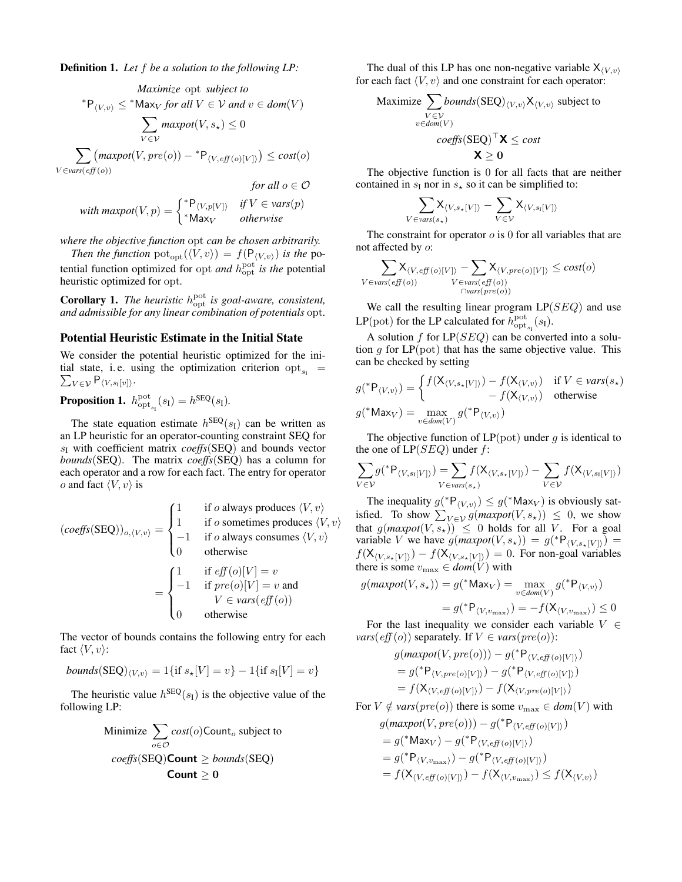**Definition 1.** *Let $f$ be a solution to the following LP:*

$$\text{Maximize } \mathrm{opt} \text{ subject to}$$
$$^*\mathsf{P}_{\langle V,v\rangle} \leq {}^*\mathsf{Max}_V \text{ for all } V \in \mathcal{V} \text{ and } v \in dom(V)$$
$$\sum_{V \in \mathcal{V}} maxpot(V, s_\star) \leq 0$$
$$\sum_{V \in vars(eff(o))} \left(maxpot(V, pre(o)) - {}^*\mathsf{P}_{\langle V, eff(o)[V]\rangle}\right) \leq cost(o)$$
$$\text{for all } o \in \mathcal{O}$$
$$\text{with } maxpot(V,p) = \begin{cases} ^*\mathsf{P}_{\langle V,p[V]\rangle} & \text{if } V \in vars(p) \\ ^*\mathsf{Max}_V & \text{otherwise} \end{cases}$$

*where the objective function* opt *can be chosen arbitrarily.*

*Then the function* $\mathrm{pot}_{\mathrm{opt}}(\langle V,v\rangle) = f(\mathsf{P}_{\langle V,v\rangle})$ *is the* potential function optimized for opt *and* $h^{\mathrm{pot}}_{\mathrm{opt}}$ *is the* potential heuristic optimized for opt.

**Corollary 1.** *The heuristic $h^{\mathrm{pot}}_{\mathrm{opt}}$ is goal-aware, consistent, and admissible for any linear combination of potentials* opt.

## Potential Heuristic Estimate in the Initial State

We consider the potential heuristic optimized for the initial state, i. e. using the optimization criterion $\mathrm{opt}_{s_\mathrm{I}} = \sum_{V \in \mathcal{V}} \mathsf{P}_{\langle V, s_\mathrm{I}[v]\rangle}$.

**Proposition 1.** $h^{\mathrm{pot}}_{\mathrm{opt}_{s_\mathrm{I}}}(s_\mathrm{I}) = h^{\mathrm{SEQ}}(s_\mathrm{I})$.

The state equation estimate $h^{\mathrm{SEQ}}(s_\mathrm{I})$ can be written as an LP heuristic for an operator-counting constraint SEQ for $s_\mathrm{I}$ with coefficient matrix *coeffs*(SEQ) and bounds vector *bounds*(SEQ). The matrix *coeffs*(SEQ) has a column for each operator and a row for each fact. The entry for operator $o$ and fact $\langle V,v\rangle$ is

$$(coeffs(\mathrm{SEQ}))_{o,\langle V,v\rangle} = \begin{cases} 1 & \text{if } o \text{ always produces } \langle V,v\rangle \\ 1 & \text{if } o \text{ sometimes produces } \langle V,v\rangle \\ -1 & \text{if } o \text{ always consumes } \langle V,v\rangle \\ 0 & \text{otherwise} \end{cases}$$
$$= \begin{cases} 1 & \text{if } eff(o)[V] = v \\ -1 & \text{if } pre(o)[V] = v \text{ and } V \in vars(eff(o)) \\ 0 & \text{otherwise} \end{cases}$$

The vector of bounds contains the following entry for each fact $\langle V,v\rangle$:

$$bounds(\mathrm{SEQ})_{\langle V,v\rangle} = 1\{\text{if } s_\star[V] = v\} - 1\{\text{if } s_\mathrm{I}[V] = v\}$$

The heuristic value $h^{\mathrm{SEQ}}(s_\mathrm{I})$ is the objective value of the following LP:

$$\text{Minimize} \sum_{o \in \mathcal{O}} cost(o)\mathsf{Count}_o \text{ subject to}$$
$$coeffs(\mathrm{SEQ})\mathbf{Count} \geq bounds(\mathrm{SEQ})$$
$$\mathbf{Count} \geq \mathbf{0}$$

The dual of this LP has one non-negative variable $\mathsf{X}_{\langle V,v\rangle}$ for each fact $\langle V,v\rangle$ and one constraint for each operator:

$$\text{Maximize} \sum_{\substack{V \in \mathcal{V} \\ v \in dom(V)}} bounds(\mathrm{SEQ})_{\langle V,v\rangle}\mathsf{X}_{\langle V,v\rangle} \text{ subject to}$$
$$coeffs(\mathrm{SEQ})^\top \mathbf{X} \leq cost$$
$$\mathbf{X} \geq \mathbf{0}$$

The objective function is 0 for all facts that are neither contained in $s_\mathrm{I}$ nor in $s_\star$ so it can be simplified to:

$$\sum_{V \in vars(s_\star)} \mathsf{X}_{\langle V, s_\star[V]\rangle} - \sum_{V \in \mathcal{V}} \mathsf{X}_{\langle V, s_\mathrm{I}[V]\rangle}$$

The constraint for operator $o$ is 0 for all variables that are not affected by $o$:

$$\sum_{V \in vars(eff(o))} \mathsf{X}_{\langle V, eff(o)[V]\rangle} - \sum_{\substack{V \in vars(eff(o)) \\ \cap vars(pre(o))}} \mathsf{X}_{\langle V, pre(o)[V]\rangle} \leq cost(o)$$

We call the resulting linear program LP($SEQ$) and use LP(pot) for the LP calculated for $h^{\mathrm{pot}}_{\mathrm{opt}_{s_\mathrm{I}}}(s_\mathrm{I})$.

A solution $f$ for LP($SEQ$) can be converted into a solution $g$ for LP(pot) that has the same objective value. This can be checked by setting

$$g(^*\mathsf{P}_{\langle V,v\rangle}) = \begin{cases} f(\mathsf{X}_{\langle V,s_\star[V]\rangle}) - f(\mathsf{X}_{\langle V,v\rangle}) & \text{if } V \in vars(s_\star) \\ \quad\quad - f(\mathsf{X}_{\langle V,v\rangle}) & \text{otherwise} \end{cases}$$
$$g(^*\mathsf{Max}_V) = \max_{v \in dom(V)} g(^*\mathsf{P}_{\langle V,v\rangle})$$

The objective function of LP(pot) under $g$ is identical to the one of LP($SEQ$) under $f$:

$$\sum_{V \in \mathcal{V}} g(^*\mathsf{P}_{\langle V, s_\mathrm{I}[V]\rangle}) = \sum_{V \in vars(s_\star)} f(\mathsf{X}_{\langle V,s_\star[V]\rangle}) - \sum_{V \in \mathcal{V}} f(\mathsf{X}_{\langle V,s_\mathrm{I}[V]\rangle})$$

The inequality $g(^*\mathsf{P}_{\langle V,v\rangle}) \leq g(^*\mathsf{Max}_V)$ is obviously satisfied. To show $\sum_{V \in \mathcal{V}} g(maxpot(V, s_\star)) \leq 0$, we show that $g(maxpot(V, s_\star)) \leq 0$ holds for all $V$. For a goal variable $V$ we have $g(maxpot(V, s_\star)) = g(^*\mathsf{P}_{\langle V, s_\star[V]\rangle}) = f(\mathsf{X}_{\langle V,s_\star[V]\rangle}) - f(\mathsf{X}_{\langle V,s_\star[V]\rangle}) = 0$. For non-goal variables there is some $v_{\max} \in dom(V)$ with

$$g(maxpot(V, s_\star)) = g(^*\mathsf{Max}_V) = \max_{v \in dom(V)} g(^*\mathsf{P}_{\langle V,v\rangle})$$
$$= g(^*\mathsf{P}_{\langle V,v_{\max}\rangle}) = -f(\mathsf{X}_{\langle V,v_{\max}\rangle}) \leq 0$$

For the last inequality we consider each variable $V \in vars(eff(o))$ separately. If $V \in vars(pre(o))$:

$$g(maxpot(V, pre(o))) - g(^*\mathsf{P}_{\langle V, eff(o)[V]\rangle})$$
$$= g(^*\mathsf{P}_{\langle V, pre(o)[V]\rangle}) - g(^*\mathsf{P}_{\langle V, eff(o)[V]\rangle})$$
$$= f(\mathsf{X}_{\langle V, eff(o)[V]\rangle}) - f(\mathsf{X}_{\langle V, pre(o)[V]\rangle})$$

For $V \notin vars(pre(o))$ there is some $v_{\max} \in dom(V)$ with

$$g(maxpot(V, pre(o))) - g(^*\mathsf{P}_{\langle V, eff(o)[V]\rangle})$$
$$= g(^*\mathsf{Max}_V) - g(^*\mathsf{P}_{\langle V, eff(o)[V]\rangle})$$
$$= g(^*\mathsf{P}_{\langle V, v_{\max}\rangle}) - g(^*\mathsf{P}_{\langle V, eff(o)[V]\rangle})$$
$$= f(\mathsf{X}_{\langle V, eff(o)[V]\rangle}) - f(\mathsf{X}_{\langle V, v_{\max}\rangle}) \leq f(\mathsf{X}_{\langle V,v\rangle})$$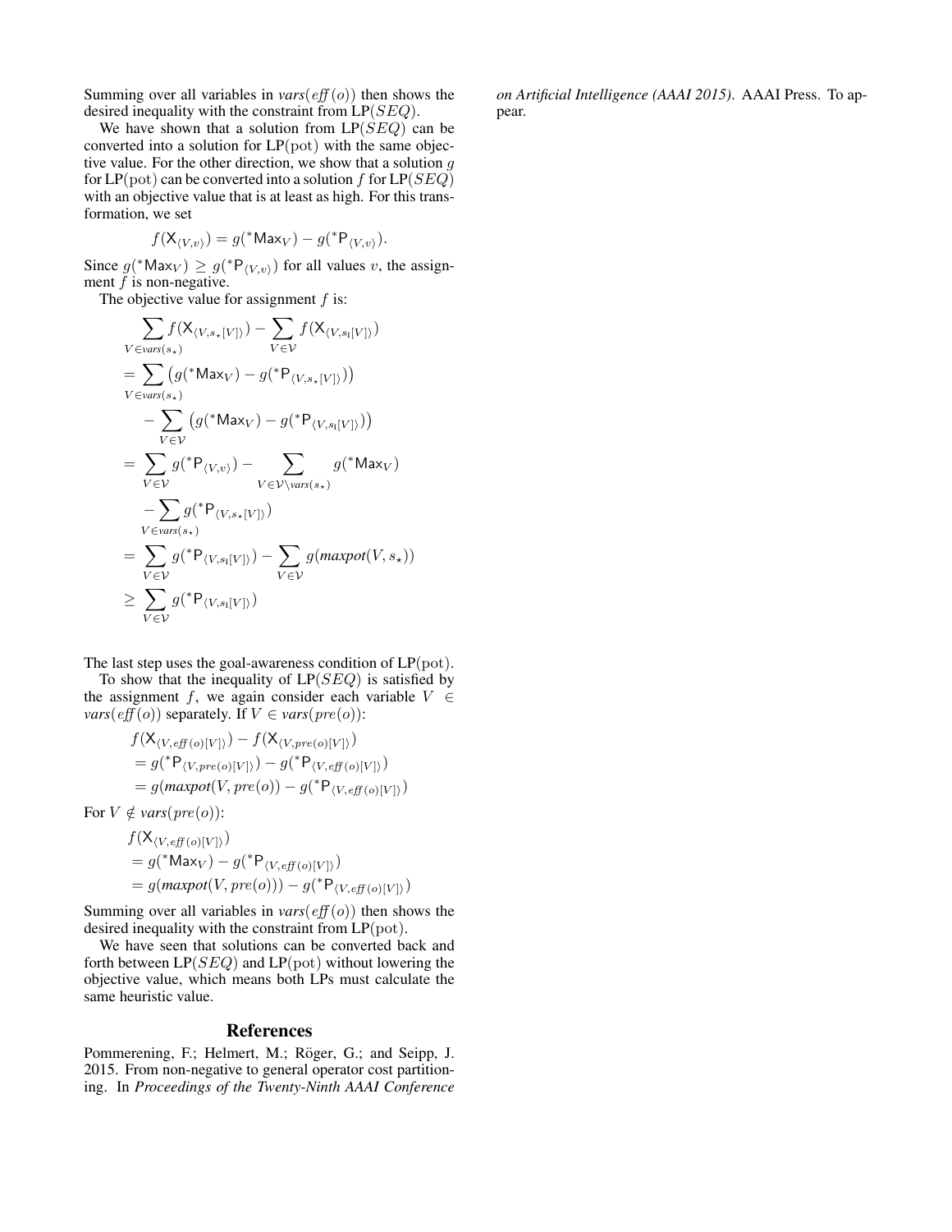Summing over all variables in $\mathit{vars}(\mathit{eff}(o))$ then shows the desired inequality with the constraint from $\mathrm{LP}(SEQ)$.

We have shown that a solution from $\mathrm{LP}(SEQ)$ can be converted into a solution for $\mathrm{LP}(\mathrm{pot})$ with the same objective value. For the other direction, we show that a solution $g$ for $\mathrm{LP}(\mathrm{pot})$ can be converted into a solution $f$ for $\mathrm{LP}(SEQ)$ with an objective value that is at least as high. For this transformation, we set

$$f(\mathsf{X}_{\langle V,v\rangle}) = g({}^*\mathsf{Max}_V) - g({}^*\mathsf{P}_{\langle V,v\rangle}).$$

Since $g({}^*\mathsf{Max}_V) \geq g({}^*\mathsf{P}_{\langle V,v\rangle})$ for all values $v$, the assignment $f$ is non-negative.

The objective value for assignment $f$ is:

$$\begin{aligned}
&\sum_{V\in \mathit{vars}(s_\star)} f(\mathsf{X}_{\langle V,s_\star[V]\rangle}) - \sum_{V\in\mathcal{V}} f(\mathsf{X}_{\langle V,s_\mathrm{I}[V]\rangle})\\
&= \sum_{V\in \mathit{vars}(s_\star)} \left(g({}^*\mathsf{Max}_V) - g({}^*\mathsf{P}_{\langle V,s_\star[V]\rangle})\right)\\
&\quad - \sum_{V\in\mathcal{V}} \left(g({}^*\mathsf{Max}_V) - g({}^*\mathsf{P}_{\langle V,s_\mathrm{I}[V]\rangle})\right)\\
&= \sum_{V\in\mathcal{V}} g({}^*\mathsf{P}_{\langle V,v\rangle}) - \sum_{V\in\mathcal{V}\setminus \mathit{vars}(s_\star)} g({}^*\mathsf{Max}_V)\\
&\quad - \sum_{V\in \mathit{vars}(s_\star)} g({}^*\mathsf{P}_{\langle V,s_\star[V]\rangle})\\
&= \sum_{V\in\mathcal{V}} g({}^*\mathsf{P}_{\langle V,s_\mathrm{I}[V]\rangle}) - \sum_{V\in\mathcal{V}} g(\mathit{maxpot}(V,s_\star))\\
&\geq \sum_{V\in\mathcal{V}} g({}^*\mathsf{P}_{\langle V,s_\mathrm{I}[V]\rangle})
\end{aligned}$$

The last step uses the goal-awareness condition of $\mathrm{LP}(\mathrm{pot})$.

To show that the inequality of $\mathrm{LP}(SEQ)$ is satisfied by the assignment $f$, we again consider each variable $V \in \mathit{vars}(\mathit{eff}(o))$ separately. If $V \in \mathit{vars}(\mathit{pre}(o))$:

$$\begin{aligned}
&f(\mathsf{X}_{\langle V,\mathit{eff}(o)[V]\rangle}) - f(\mathsf{X}_{\langle V,\mathit{pre}(o)[V]\rangle})\\
&= g({}^*\mathsf{P}_{\langle V,\mathit{pre}(o)[V]\rangle}) - g({}^*\mathsf{P}_{\langle V,\mathit{eff}(o)[V]\rangle})\\
&= g(\mathit{maxpot}(V,\mathit{pre}(o)) - g({}^*\mathsf{P}_{\langle V,\mathit{eff}(o)[V]\rangle})
\end{aligned}$$

For $V \notin \mathit{vars}(\mathit{pre}(o))$:

$$\begin{aligned}
&f(\mathsf{X}_{\langle V,\mathit{eff}(o)[V]\rangle})\\
&= g({}^*\mathsf{Max}_V) - g({}^*\mathsf{P}_{\langle V,\mathit{eff}(o)[V]\rangle})\\
&= g(\mathit{maxpot}(V,\mathit{pre}(o))) - g({}^*\mathsf{P}_{\langle V,\mathit{eff}(o)[V]\rangle})
\end{aligned}$$

Summing over all variables in $\mathit{vars}(\mathit{eff}(o))$ then shows the desired inequality with the constraint from $\mathrm{LP}(\mathrm{pot})$.

We have seen that solutions can be converted back and forth between $\mathrm{LP}(SEQ)$ and $\mathrm{LP}(\mathrm{pot})$ without lowering the objective value, which means both LPs must calculate the same heuristic value.

## References

Pommerening, F.; Helmert, M.; Röger, G.; and Seipp, J. 2015. From non-negative to general operator cost partitioning. In *Proceedings of the Twenty-Ninth AAAI Conference on Artificial Intelligence (AAAI 2015)*. AAAI Press. To appear.